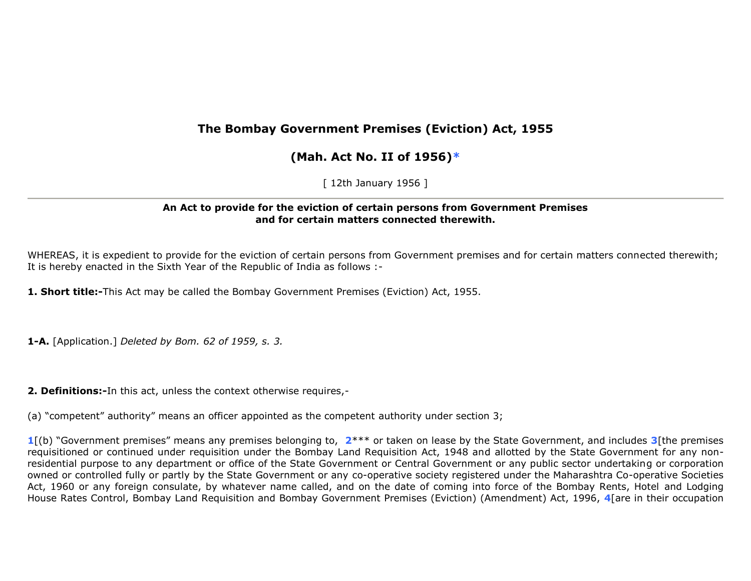# The Bombay Government Premises (Eviction) Act, 1955

## (Mah. Act No. II of 1956)*

[ 12th January 1956 ]

---

**An Act to provide for the eviction of certain persons from Government Premises and for certain matters connected therewith.**

WHEREAS, it is expedient to provide for the eviction of certain persons from Government premises and for certain matters connected therewith; It is hereby enacted in the Sixth Year of the Republic of India as follows :-

**1. Short title:-**This Act may be called the Bombay Government Premises (Eviction) Act, 1955.

**1-A.** [Application.] *Deleted by Bom. 62 of 1959, s. 3.*

**2. Definitions:-**In this act, unless the context otherwise requires,-

(a) "competent" authority" means an officer appointed as the competent authority under section 3;

1[(b) "Government premises" means any premises belonging to, 2*** or taken on lease by the State Government, and includes 3[the premises requisitioned or continued under requisition under the Bombay Land Requisition Act, 1948 and allotted by the State Government for any non-residential purpose to any department or office of the State Government or Central Government or any public sector undertaking or corporation owned or controlled fully or partly by the State Government or any co-operative society registered under the Maharashtra Co-operative Societies Act, 1960 or any foreign consulate, by whatever name called, and on the date of coming into force of the Bombay Rents, Hotel and Lodging House Rates Control, Bombay Land Requisition and Bombay Government Premises (Eviction) (Amendment) Act, 1996, 4[are in their occupation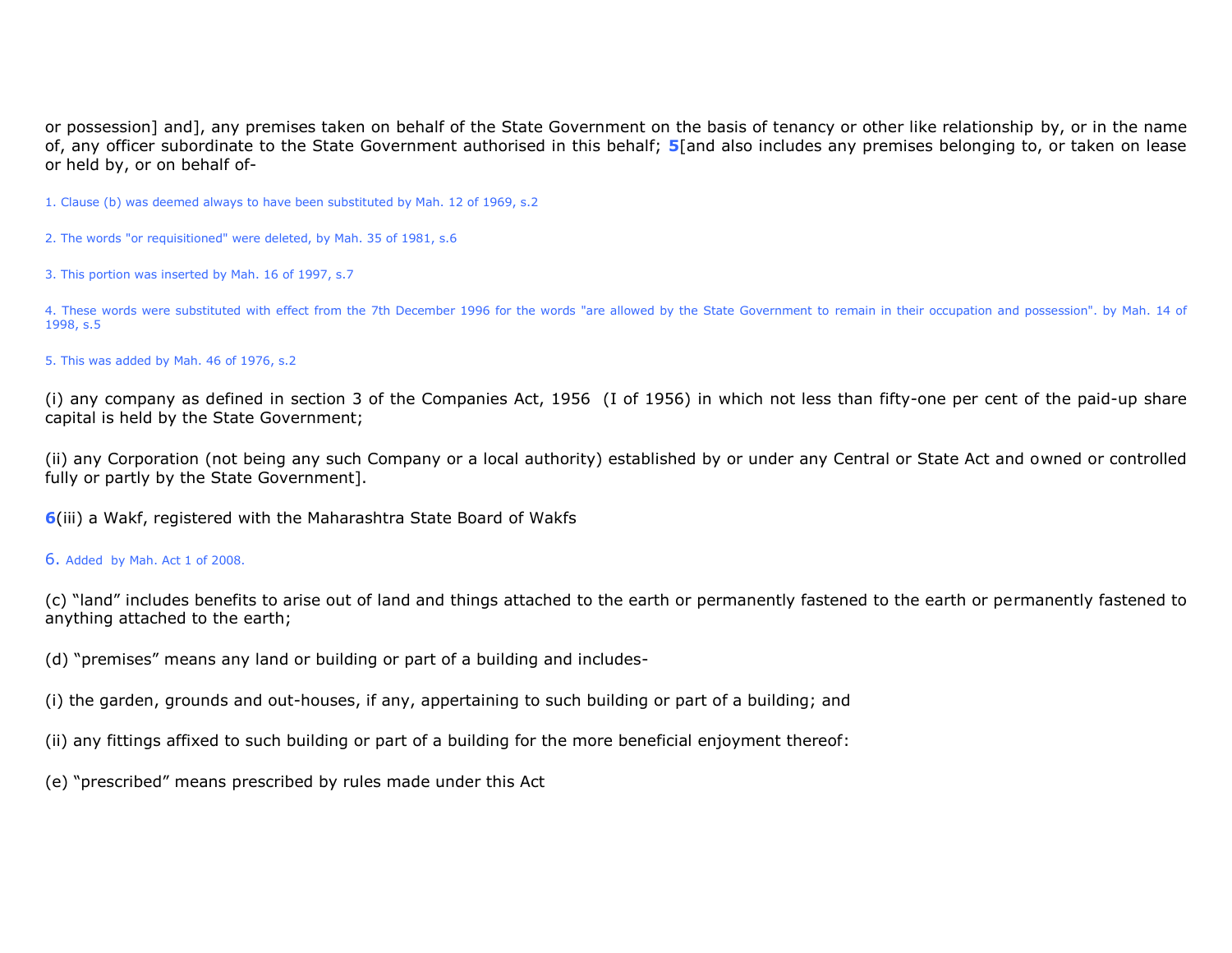or possession] and], any premises taken on behalf of the State Government on the basis of tenancy or other like relationship by, or in the name of, any officer subordinate to the State Government authorised in this behalf; **5**[and also includes any premises belonging to, or taken on lease or held by, or on behalf of-

1. Clause (b) was deemed always to have been substituted by Mah. 12 of 1969, s.2

2. The words "or requisitioned" were deleted, by Mah. 35 of 1981, s.6

3. This portion was inserted by Mah. 16 of 1997, s.7

4. These words were substituted with effect from the 7th December 1996 for the words "are allowed by the State Government to remain in their occupation and possession". by Mah. 14 of 1998, s.5

5. This was added by Mah. 46 of 1976, s.2

(i) any company as defined in section 3 of the Companies Act, 1956 (I of 1956) in which not less than fifty-one per cent of the paid-up share capital is held by the State Government;

(ii) any Corporation (not being any such Company or a local authority) established by or under any Central or State Act and owned or controlled fully or partly by the State Government].

**6**(iii) a Wakf, registered with the Maharashtra State Board of Wakfs

6. Added by Mah. Act 1 of 2008.

(c) "land" includes benefits to arise out of land and things attached to the earth or permanently fastened to the earth or permanently fastened to anything attached to the earth;

(d) "premises" means any land or building or part of a building and includes-

(i) the garden, grounds and out-houses, if any, appertaining to such building or part of a building; and

(ii) any fittings affixed to such building or part of a building for the more beneficial enjoyment thereof:

(e) "prescribed" means prescribed by rules made under this Act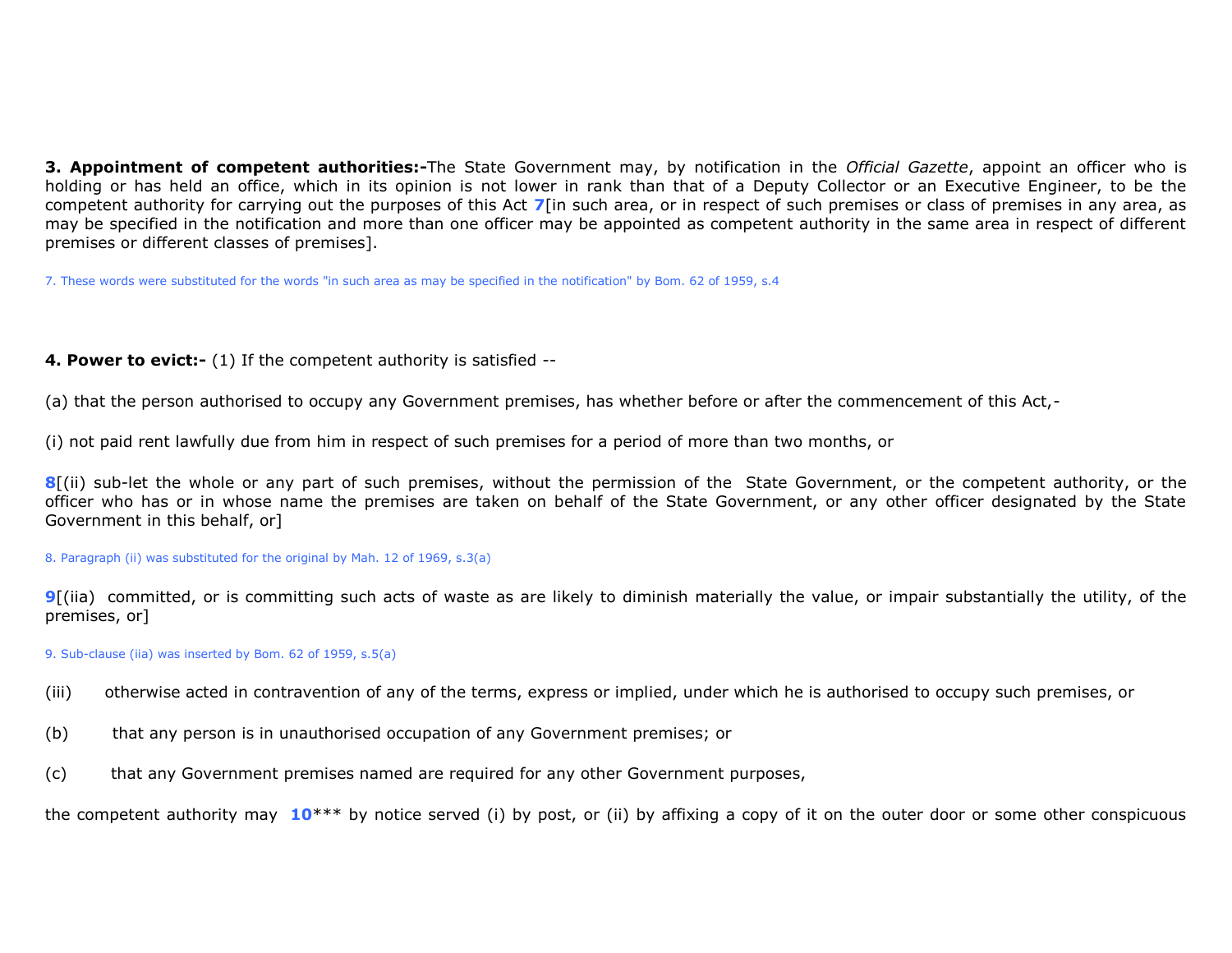**3. Appointment of competent authorities:-**The State Government may, by notification in the *Official Gazette*, appoint an officer who is holding or has held an office, which in its opinion is not lower in rank than that of a Deputy Collector or an Executive Engineer, to be the competent authority for carrying out the purposes of this Act **7**[in such area, or in respect of such premises or class of premises in any area, as may be specified in the notification and more than one officer may be appointed as competent authority in the same area in respect of different premises or different classes of premises].

7. These words were substituted for the words "in such area as may be specified in the notification" by Bom. 62 of 1959, s.4

**4. Power to evict:-** (1) If the competent authority is satisfied --

(a) that the person authorised to occupy any Government premises, has whether before or after the commencement of this Act,-

(i) not paid rent lawfully due from him in respect of such premises for a period of more than two months, or

**8**[(ii) sub-let the whole or any part of such premises, without the permission of the State Government, or the competent authority, or the officer who has or in whose name the premises are taken on behalf of the State Government, or any other officer designated by the State Government in this behalf, or]

8. Paragraph (ii) was substituted for the original by Mah. 12 of 1969, s.3(a)

**9**[(iia) committed, or is committing such acts of waste as are likely to diminish materially the value, or impair substantially the utility, of the premises, or]

9. Sub-clause (iia) was inserted by Bom. 62 of 1959, s.5(a)

(iii) otherwise acted in contravention of any of the terms, express or implied, under which he is authorised to occupy such premises, or

(b) that any person is in unauthorised occupation of any Government premises; or

(c) that any Government premises named are required for any other Government purposes,

the competent authority may **10***** by notice served (i) by post, or (ii) by affixing a copy of it on the outer door or some other conspicuous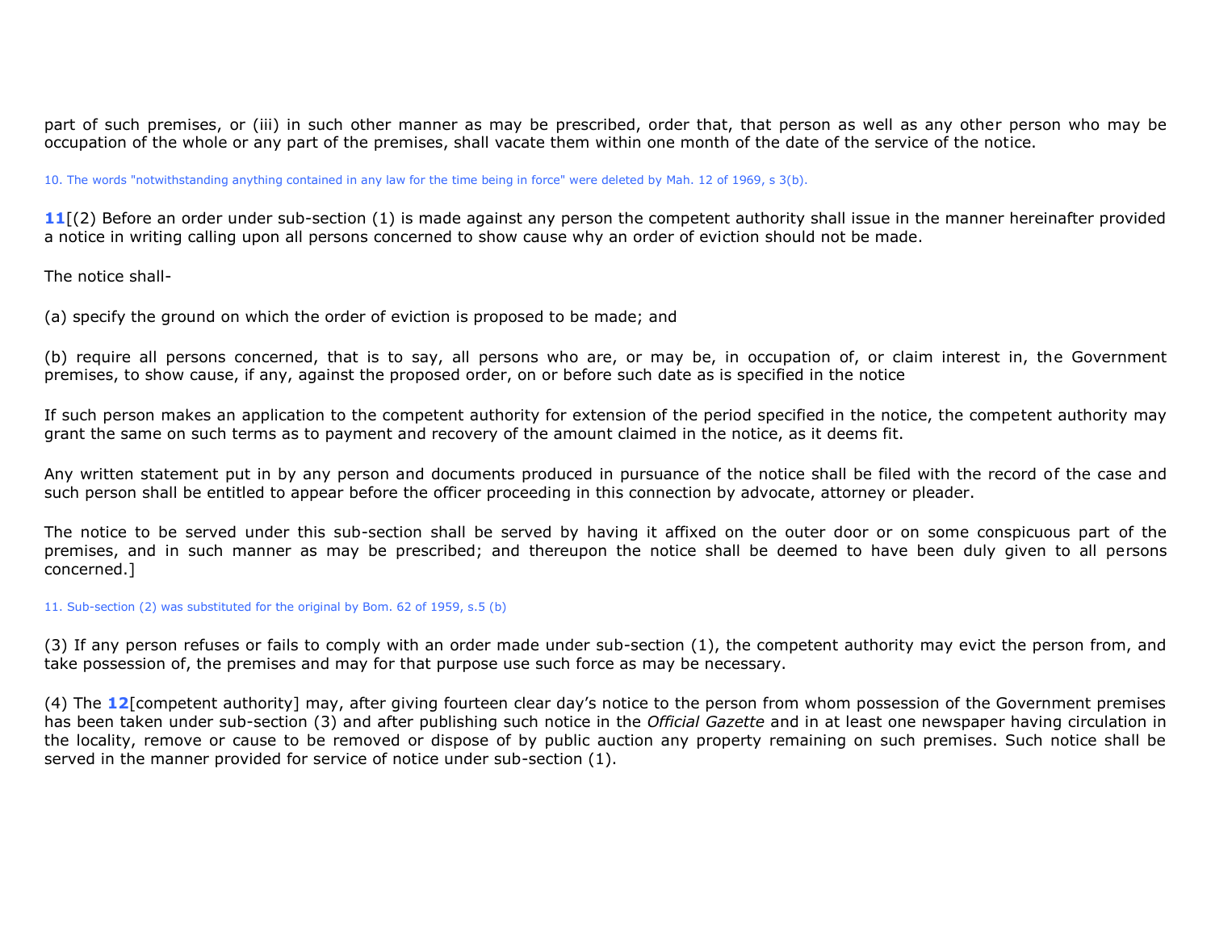part of such premises, or (iii) in such other manner as may be prescribed, order that, that person as well as any other person who may be occupation of the whole or any part of the premises, shall vacate them within one month of the date of the service of the notice.

10. The words "notwithstanding anything contained in any law for the time being in force" were deleted by Mah. 12 of 1969, s 3(b).

**11**[(2) Before an order under sub-section (1) is made against any person the competent authority shall issue in the manner hereinafter provided a notice in writing calling upon all persons concerned to show cause why an order of eviction should not be made.

The notice shall-

(a) specify the ground on which the order of eviction is proposed to be made; and

(b) require all persons concerned, that is to say, all persons who are, or may be, in occupation of, or claim interest in, the Government premises, to show cause, if any, against the proposed order, on or before such date as is specified in the notice

If such person makes an application to the competent authority for extension of the period specified in the notice, the competent authority may grant the same on such terms as to payment and recovery of the amount claimed in the notice, as it deems fit.

Any written statement put in by any person and documents produced in pursuance of the notice shall be filed with the record of the case and such person shall be entitled to appear before the officer proceeding in this connection by advocate, attorney or pleader.

The notice to be served under this sub-section shall be served by having it affixed on the outer door or on some conspicuous part of the premises, and in such manner as may be prescribed; and thereupon the notice shall be deemed to have been duly given to all persons concerned.]

11. Sub-section (2) was substituted for the original by Bom. 62 of 1959, s.5 (b)

(3) If any person refuses or fails to comply with an order made under sub-section (1), the competent authority may evict the person from, and take possession of, the premises and may for that purpose use such force as may be necessary.

(4) The **12**[competent authority] may, after giving fourteen clear day's notice to the person from whom possession of the Government premises has been taken under sub-section (3) and after publishing such notice in the *Official Gazette* and in at least one newspaper having circulation in the locality, remove or cause to be removed or dispose of by public auction any property remaining on such premises. Such notice shall be served in the manner provided for service of notice under sub-section (1).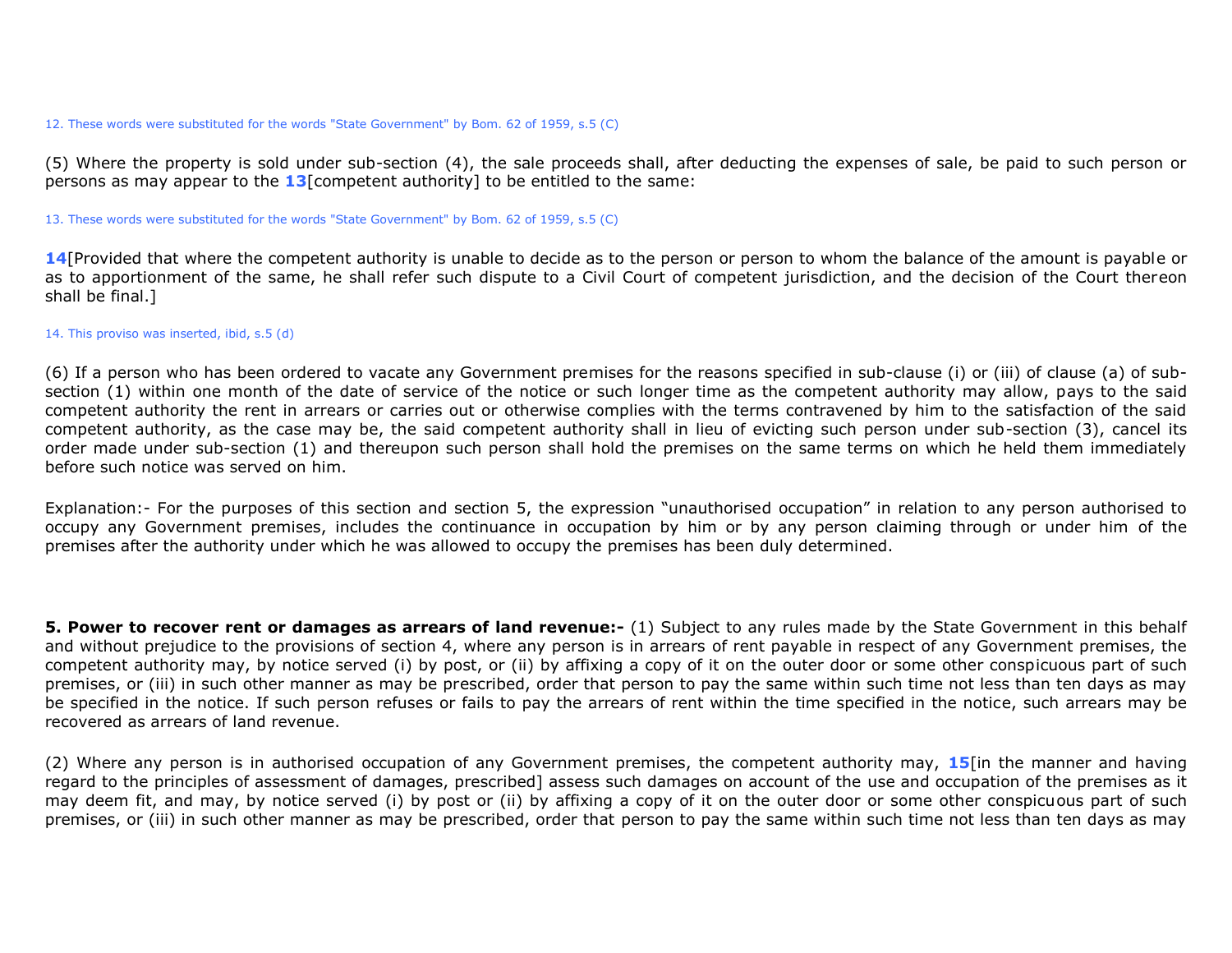12. These words were substituted for the words "State Government" by Bom. 62 of 1959, s.5 (C)

(5) Where the property is sold under sub-section (4), the sale proceeds shall, after deducting the expenses of sale, be paid to such person or persons as may appear to the **13**[competent authority] to be entitled to the same:

13. These words were substituted for the words "State Government" by Bom. 62 of 1959, s.5 (C)

**14**[Provided that where the competent authority is unable to decide as to the person or person to whom the balance of the amount is payable or as to apportionment of the same, he shall refer such dispute to a Civil Court of competent jurisdiction, and the decision of the Court thereon shall be final.]

14. This proviso was inserted, ibid, s.5 (d)

(6) If a person who has been ordered to vacate any Government premises for the reasons specified in sub-clause (i) or (iii) of clause (a) of sub-section (1) within one month of the date of service of the notice or such longer time as the competent authority may allow, pays to the said competent authority the rent in arrears or carries out or otherwise complies with the terms contravened by him to the satisfaction of the said competent authority, as the case may be, the said competent authority shall in lieu of evicting such person under sub-section (3), cancel its order made under sub-section (1) and thereupon such person shall hold the premises on the same terms on which he held them immediately before such notice was served on him.

Explanation:- For the purposes of this section and section 5, the expression "unauthorised occupation" in relation to any person authorised to occupy any Government premises, includes the continuance in occupation by him or by any person claiming through or under him of the premises after the authority under which he was allowed to occupy the premises has been duly determined.

**5. Power to recover rent or damages as arrears of land revenue:-** (1) Subject to any rules made by the State Government in this behalf and without prejudice to the provisions of section 4, where any person is in arrears of rent payable in respect of any Government premises, the competent authority may, by notice served (i) by post, or (ii) by affixing a copy of it on the outer door or some other conspicuous part of such premises, or (iii) in such other manner as may be prescribed, order that person to pay the same within such time not less than ten days as may be specified in the notice. If such person refuses or fails to pay the arrears of rent within the time specified in the notice, such arrears may be recovered as arrears of land revenue.

(2) Where any person is in authorised occupation of any Government premises, the competent authority may, **15**[in the manner and having regard to the principles of assessment of damages, prescribed] assess such damages on account of the use and occupation of the premises as it may deem fit, and may, by notice served (i) by post or (ii) by affixing a copy of it on the outer door or some other conspicuous part of such premises, or (iii) in such other manner as may be prescribed, order that person to pay the same within such time not less than ten days as may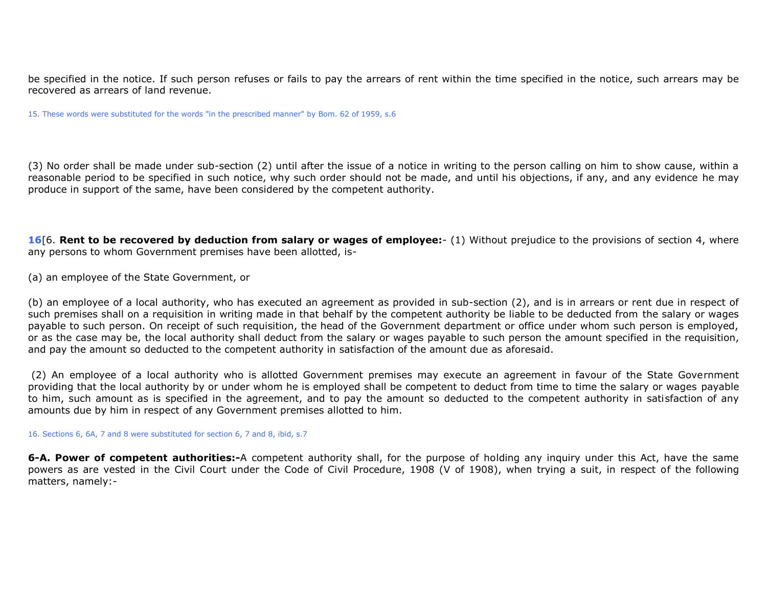be specified in the notice. If such person refuses or fails to pay the arrears of rent within the time specified in the notice, such arrears may be recovered as arrears of land revenue.

15. These words were substituted for the words "in the prescribed manner" by Bom. 62 of 1959, s.6

(3) No order shall be made under sub-section (2) until after the issue of a notice in writing to the person calling on him to show cause, within a reasonable period to be specified in such notice, why such order should not be made, and until his objections, if any, and any evidence he may produce in support of the same, have been considered by the competent authority.

**16**[6. **Rent to be recovered by deduction from salary or wages of employee:**- (1) Without prejudice to the provisions of section 4, where any persons to whom Government premises have been allotted, is-

(a) an employee of the State Government, or

(b) an employee of a local authority, who has executed an agreement as provided in sub-section (2), and is in arrears or rent due in respect of such premises shall on a requisition in writing made in that behalf by the competent authority be liable to be deducted from the salary or wages payable to such person. On receipt of such requisition, the head of the Government department or office under whom such person is employed, or as the case may be, the local authority shall deduct from the salary or wages payable to such person the amount specified in the requisition, and pay the amount so deducted to the competent authority in satisfaction of the amount due as aforesaid.

(2) An employee of a local authority who is allotted Government premises may execute an agreement in favour of the State Government providing that the local authority by or under whom he is employed shall be competent to deduct from time to time the salary or wages payable to him, such amount as is specified in the agreement, and to pay the amount so deducted to the competent authority in satisfaction of any amounts due by him in respect of any Government premises allotted to him.

16. Sections 6, 6A, 7 and 8 were substituted for section 6, 7 and 8, ibid, s.7

**6-A. Power of competent authorities:-**A competent authority shall, for the purpose of holding any inquiry under this Act, have the same powers as are vested in the Civil Court under the Code of Civil Procedure, 1908 (V of 1908), when trying a suit, in respect of the following matters, namely:-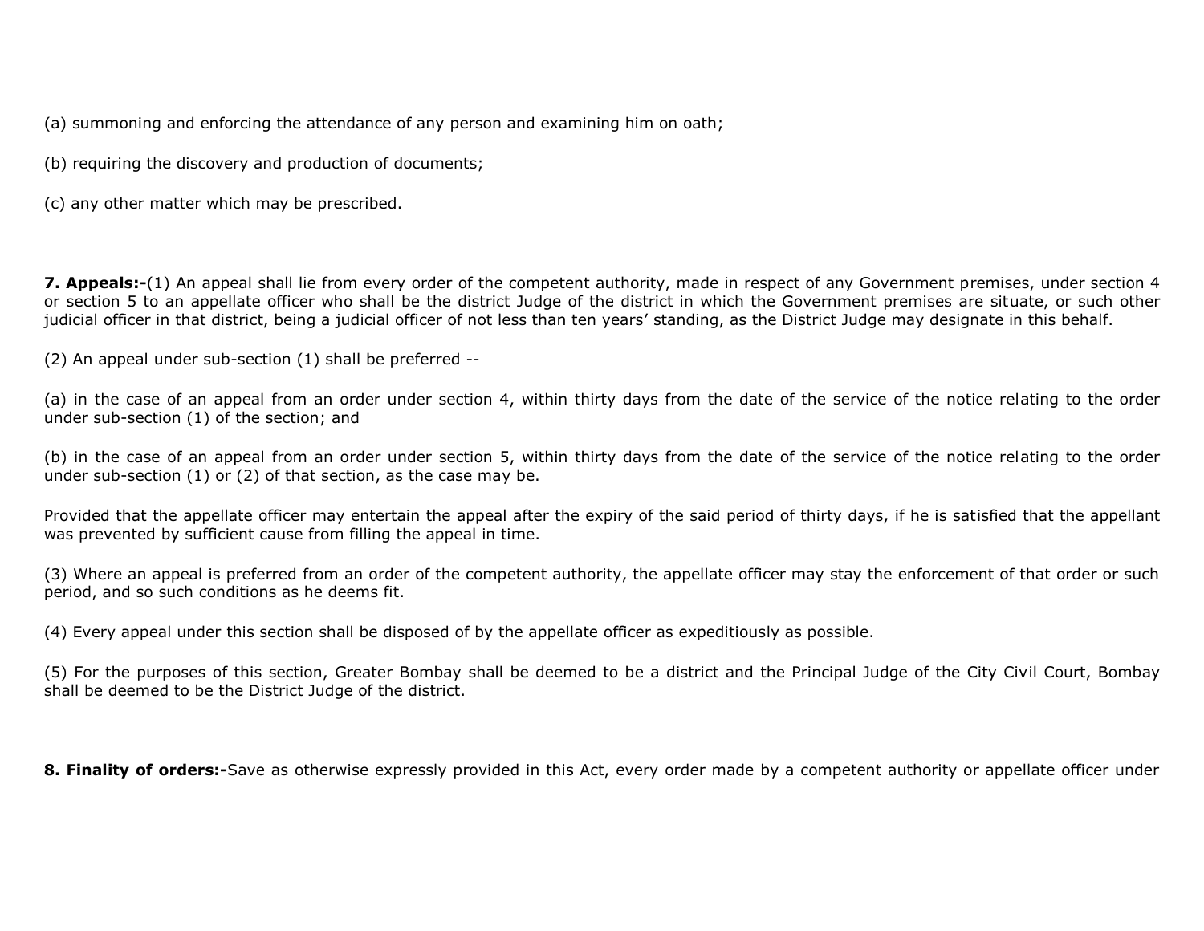(a) summoning and enforcing the attendance of any person and examining him on oath;

(b) requiring the discovery and production of documents;

(c) any other matter which may be prescribed.

**7. Appeals:-**(1) An appeal shall lie from every order of the competent authority, made in respect of any Government premises, under section 4 or section 5 to an appellate officer who shall be the district Judge of the district in which the Government premises are situate, or such other judicial officer in that district, being a judicial officer of not less than ten years' standing, as the District Judge may designate in this behalf.

(2) An appeal under sub-section (1) shall be preferred --

(a) in the case of an appeal from an order under section 4, within thirty days from the date of the service of the notice relating to the order under sub-section (1) of the section; and

(b) in the case of an appeal from an order under section 5, within thirty days from the date of the service of the notice relating to the order under sub-section (1) or (2) of that section, as the case may be.

Provided that the appellate officer may entertain the appeal after the expiry of the said period of thirty days, if he is satisfied that the appellant was prevented by sufficient cause from filling the appeal in time.

(3) Where an appeal is preferred from an order of the competent authority, the appellate officer may stay the enforcement of that order or such period, and so such conditions as he deems fit.

(4) Every appeal under this section shall be disposed of by the appellate officer as expeditiously as possible.

(5) For the purposes of this section, Greater Bombay shall be deemed to be a district and the Principal Judge of the City Civil Court, Bombay shall be deemed to be the District Judge of the district.

**8. Finality of orders:-**Save as otherwise expressly provided in this Act, every order made by a competent authority or appellate officer under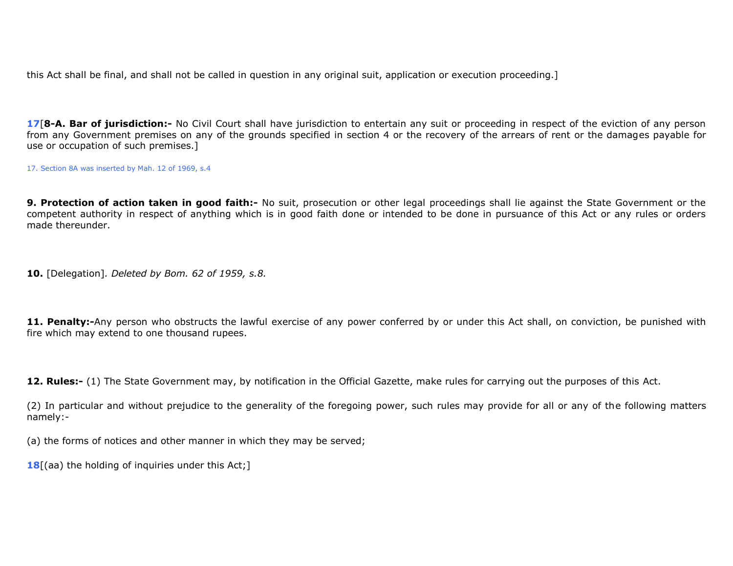this Act shall be final, and shall not be called in question in any original suit, application or execution proceeding.]

17[**8-A. Bar of jurisdiction:-** No Civil Court shall have jurisdiction to entertain any suit or proceeding in respect of the eviction of any person from any Government premises on any of the grounds specified in section 4 or the recovery of the arrears of rent or the damages payable for use or occupation of such premises.]

17. Section 8A was inserted by Mah. 12 of 1969, s.4

**9. Protection of action taken in good faith:-** No suit, prosecution or other legal proceedings shall lie against the State Government or the competent authority in respect of anything which is in good faith done or intended to be done in pursuance of this Act or any rules or orders made thereunder.

**10.** [Delegation]. *Deleted by Bom. 62 of 1959, s.8.*

**11. Penalty:-**Any person who obstructs the lawful exercise of any power conferred by or under this Act shall, on conviction, be punished with fire which may extend to one thousand rupees.

**12. Rules:-** (1) The State Government may, by notification in the Official Gazette, make rules for carrying out the purposes of this Act.

(2) In particular and without prejudice to the generality of the foregoing power, such rules may provide for all or any of the following matters namely:-

(a) the forms of notices and other manner in which they may be served;

18[(aa) the holding of inquiries under this Act;]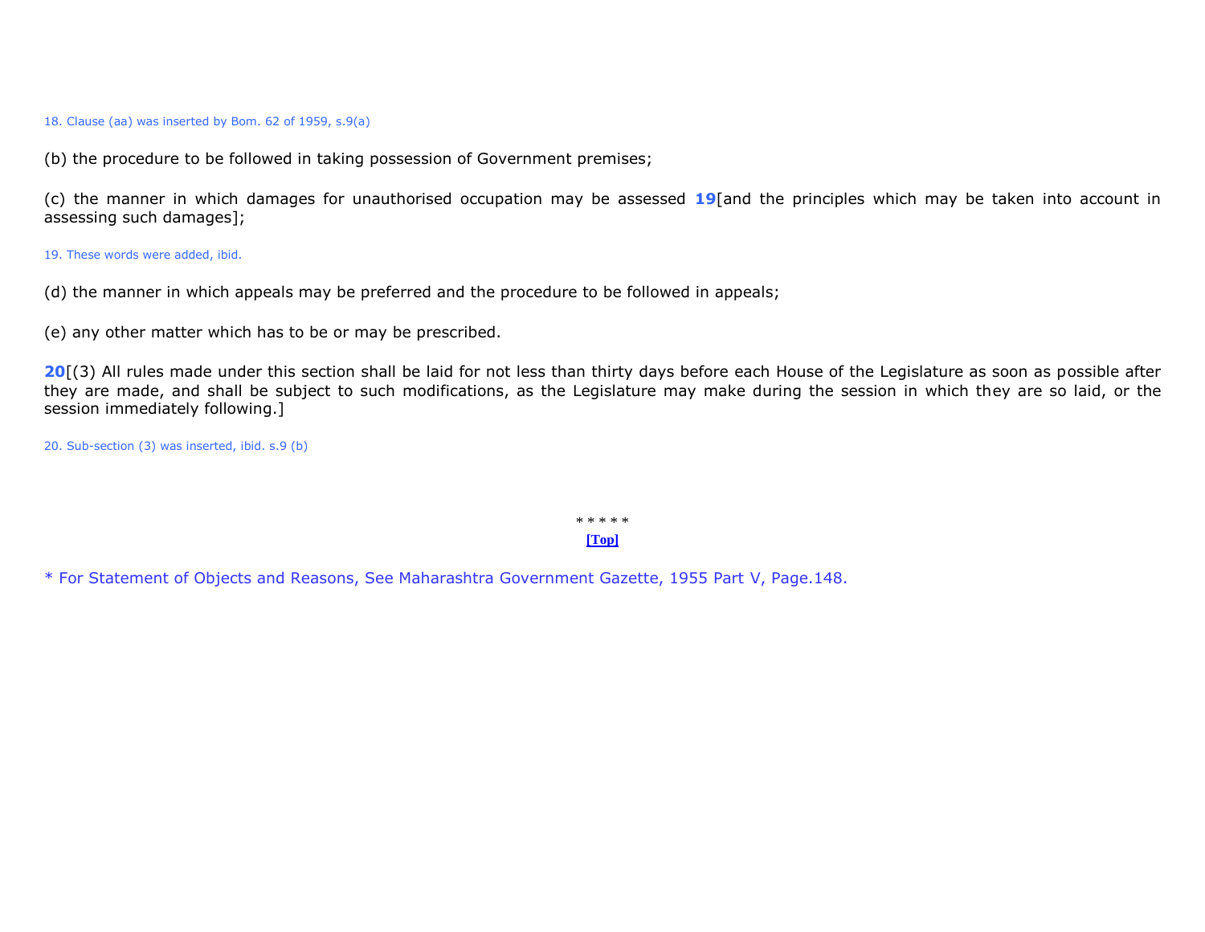18. Clause (aa) was inserted by Bom. 62 of 1959, s.9(a)

(b) the procedure to be followed in taking possession of Government premises;

(c) the manner in which damages for unauthorised occupation may be assessed **19**[and the principles which may be taken into account in assessing such damages];

19. These words were added, ibid.

(d) the manner in which appeals may be preferred and the procedure to be followed in appeals;

(e) any other matter which has to be or may be prescribed.

**20**[(3) All rules made under this section shall be laid for not less than thirty days before each House of the Legislature as soon as possible after they are made, and shall be subject to such modifications, as the Legislature may make during the session in which they are so laid, or the session immediately following.]

20. Sub-section (3) was inserted, ibid. s.9 (b)

* * * * *

[Top]

* For Statement of Objects and Reasons, See Maharashtra Government Gazette, 1955 Part V, Page.148.